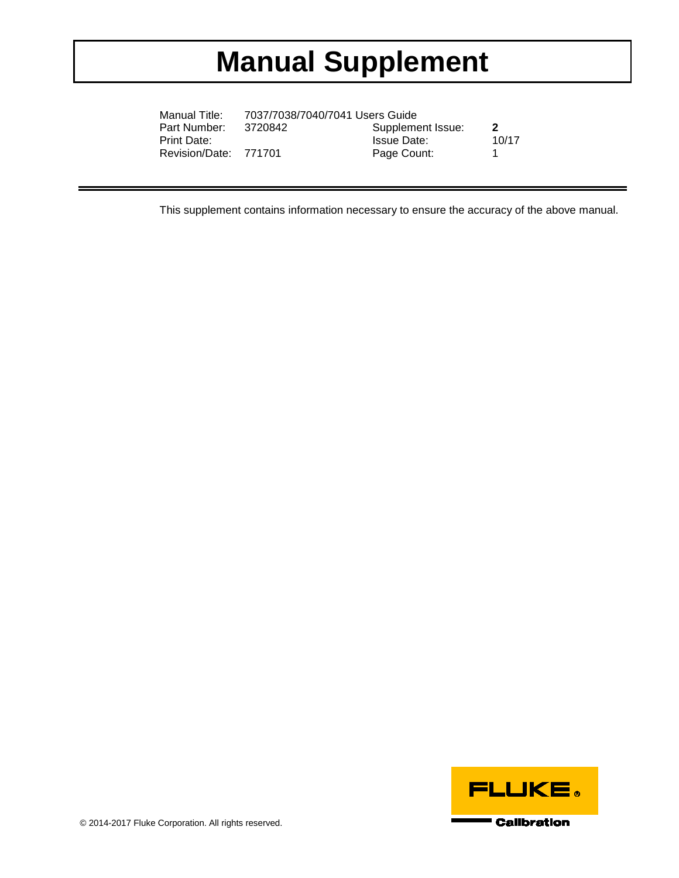# Manual Supplement

| | | | |
|---|---|---|---|
| Manual Title: | 7037/7038/7040/7041 Users Guide | | |
| Part Number: | 3720842 | Supplement Issue: | **2** |
| Print Date: | | Issue Date: | 10/17 |
| Revision/Date: | 771701 | Page Count: | 1 |

This supplement contains information necessary to ensure the accuracy of the above manual.

© 2014-2017 Fluke Corporation. All rights reserved.

FLUKE® Calibration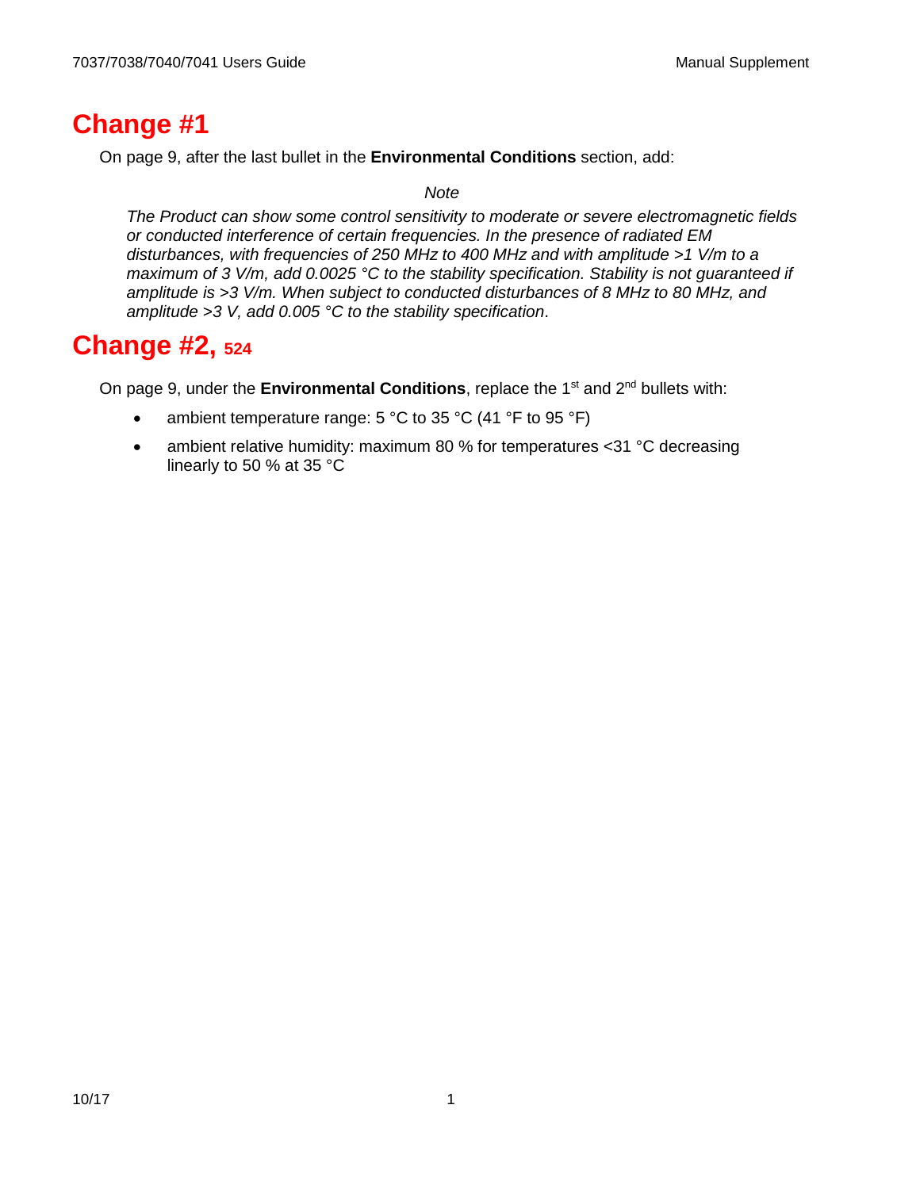# Change #1

On page 9, after the last bullet in the **Environmental Conditions** section, add:

*Note*

*The Product can show some control sensitivity to moderate or severe electromagnetic fields or conducted interference of certain frequencies. In the presence of radiated EM disturbances, with frequencies of 250 MHz to 400 MHz and with amplitude >1 V/m to a maximum of 3 V/m, add 0.0025 °C to the stability specification. Stability is not guaranteed if amplitude is >3 V/m. When subject to conducted disturbances of 8 MHz to 80 MHz, and amplitude >3 V, add 0.005 °C to the stability specification*.

# Change #2, 524

On page 9, under the **Environmental Conditions**, replace the 1st and 2nd bullets with:

- ambient temperature range: 5 °C to 35 °C (41 °F to 95 °F)
- ambient relative humidity: maximum 80 % for temperatures <31 °C decreasing linearly to 50 % at 35 °C